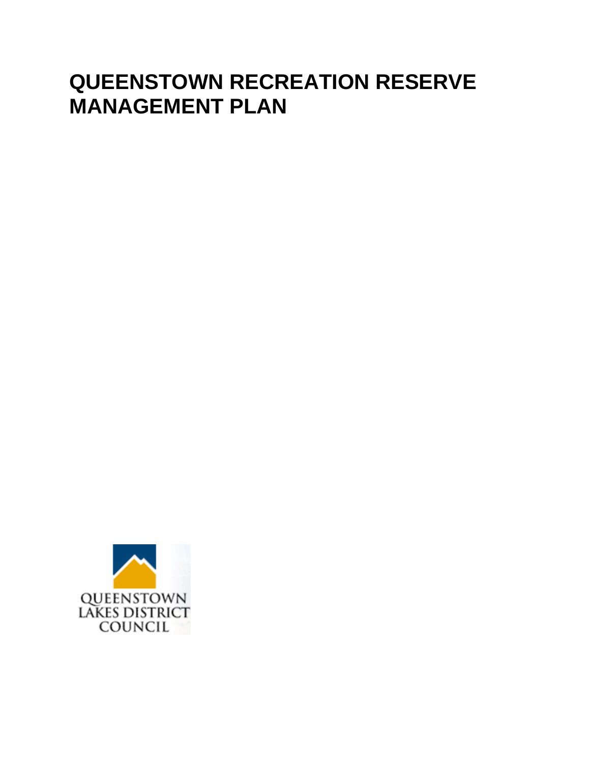# QUEENSTOWN RECREATION RESERVE MANAGEMENT PLAN

QUEENSTOWN LAKES DISTRICT COUNCIL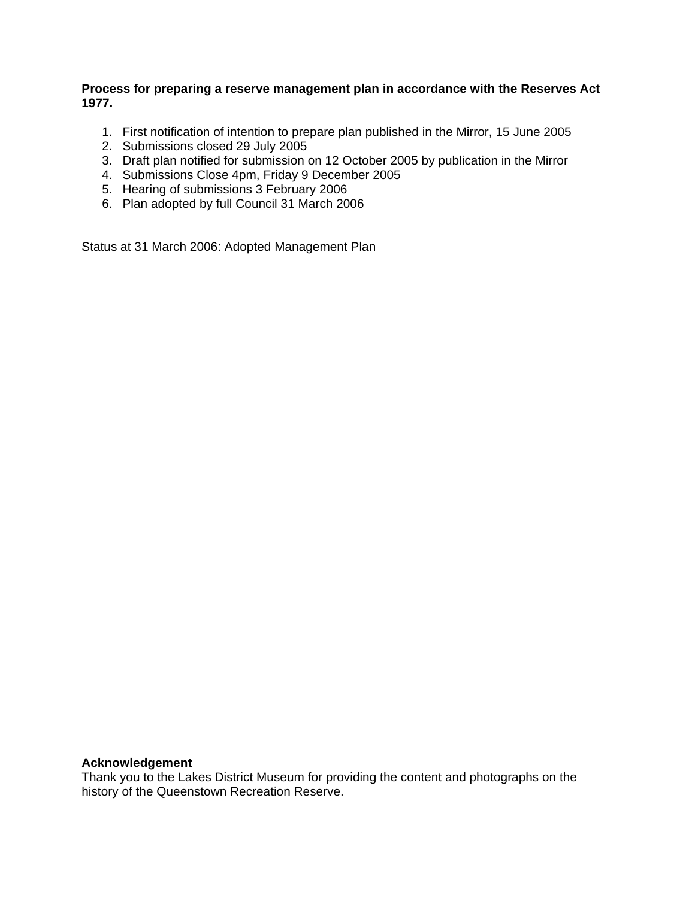**Process for preparing a reserve management plan in accordance with the Reserves Act 1977.**

1. First notification of intention to prepare plan published in the Mirror, 15 June 2005
2. Submissions closed 29 July 2005
3. Draft plan notified for submission on 12 October 2005 by publication in the Mirror
4. Submissions Close 4pm, Friday 9 December 2005
5. Hearing of submissions 3 February 2006
6. Plan adopted by full Council 31 March 2006

Status at 31 March 2006: Adopted Management Plan

**Acknowledgement**

Thank you to the Lakes District Museum for providing the content and photographs on the history of the Queenstown Recreation Reserve.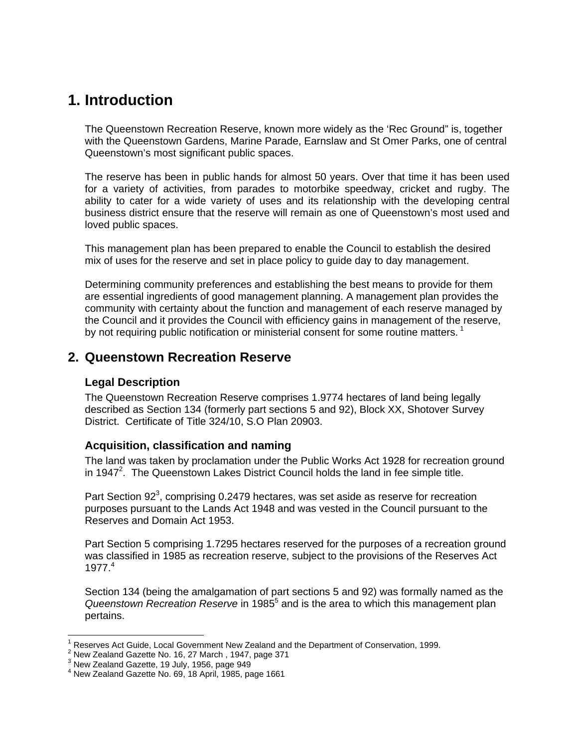# 1. Introduction

The Queenstown Recreation Reserve, known more widely as the 'Rec Ground" is, together with the Queenstown Gardens, Marine Parade, Earnslaw and St Omer Parks, one of central Queenstown's most significant public spaces.

The reserve has been in public hands for almost 50 years. Over that time it has been used for a variety of activities, from parades to motorbike speedway, cricket and rugby. The ability to cater for a wide variety of uses and its relationship with the developing central business district ensure that the reserve will remain as one of Queenstown's most used and loved public spaces.

This management plan has been prepared to enable the Council to establish the desired mix of uses for the reserve and set in place policy to guide day to day management.

Determining community preferences and establishing the best means to provide for them are essential ingredients of good management planning. A management plan provides the community with certainty about the function and management of each reserve managed by the Council and it provides the Council with efficiency gains in management of the reserve, by not requiring public notification or ministerial consent for some routine matters. [1]

# 2. Queenstown Recreation Reserve

### Legal Description

The Queenstown Recreation Reserve comprises 1.9774 hectares of land being legally described as Section 134 (formerly part sections 5 and 92), Block XX, Shotover Survey District. Certificate of Title 324/10, S.O Plan 20903.

### Acquisition, classification and naming

The land was taken by proclamation under the Public Works Act 1928 for recreation ground in 1947[2]. The Queenstown Lakes District Council holds the land in fee simple title.

Part Section 92[3], comprising 0.2479 hectares, was set aside as reserve for recreation purposes pursuant to the Lands Act 1948 and was vested in the Council pursuant to the Reserves and Domain Act 1953.

Part Section 5 comprising 1.7295 hectares reserved for the purposes of a recreation ground was classified in 1985 as recreation reserve, subject to the provisions of the Reserves Act 1977.[4]

Section 134 (being the amalgamation of part sections 5 and 92) was formally named as the *Queenstown Recreation Reserve* in 1985[5] and is the area to which this management plan pertains.

---

[1] Reserves Act Guide, Local Government New Zealand and the Department of Conservation, 1999.
[2] New Zealand Gazette No. 16, 27 March , 1947, page 371
[3] New Zealand Gazette, 19 July, 1956, page 949
[4] New Zealand Gazette No. 69, 18 April, 1985, page 1661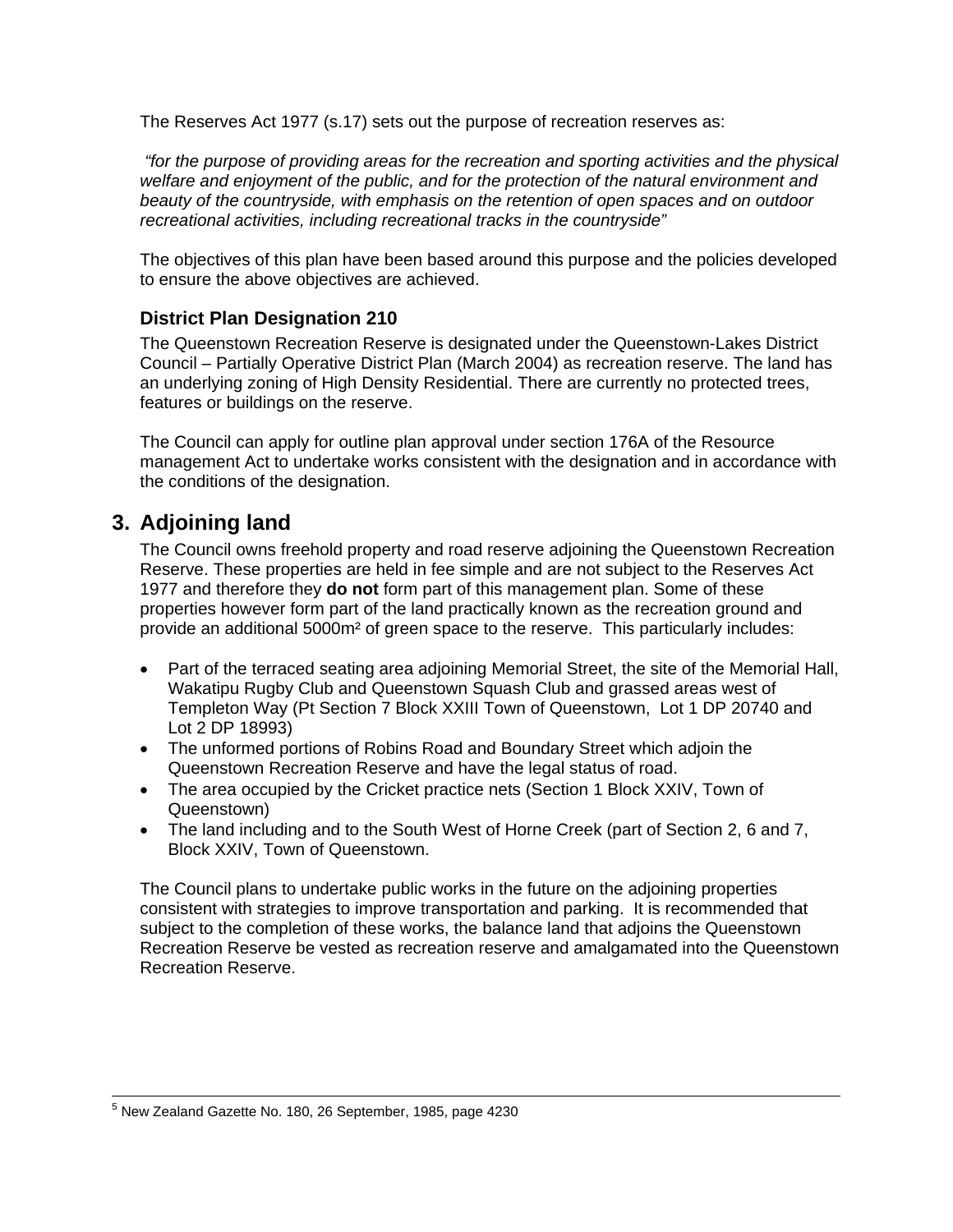The Reserves Act 1977 (s.17) sets out the purpose of recreation reserves as:

*"for the purpose of providing areas for the recreation and sporting activities and the physical welfare and enjoyment of the public, and for the protection of the natural environment and beauty of the countryside, with emphasis on the retention of open spaces and on outdoor recreational activities, including recreational tracks in the countryside"*

The objectives of this plan have been based around this purpose and the policies developed to ensure the above objectives are achieved.

### District Plan Designation 210

The Queenstown Recreation Reserve is designated under the Queenstown-Lakes District Council – Partially Operative District Plan (March 2004) as recreation reserve. The land has an underlying zoning of High Density Residential. There are currently no protected trees, features or buildings on the reserve.

The Council can apply for outline plan approval under section 176A of the Resource management Act to undertake works consistent with the designation and in accordance with the conditions of the designation.

## 3. Adjoining land

The Council owns freehold property and road reserve adjoining the Queenstown Recreation Reserve. These properties are held in fee simple and are not subject to the Reserves Act 1977 and therefore they **do not** form part of this management plan. Some of these properties however form part of the land practically known as the recreation ground and provide an additional 5000m² of green space to the reserve. This particularly includes:

- Part of the terraced seating area adjoining Memorial Street, the site of the Memorial Hall, Wakatipu Rugby Club and Queenstown Squash Club and grassed areas west of Templeton Way (Pt Section 7 Block XXIII Town of Queenstown, Lot 1 DP 20740 and Lot 2 DP 18993)
- The unformed portions of Robins Road and Boundary Street which adjoin the Queenstown Recreation Reserve and have the legal status of road.
- The area occupied by the Cricket practice nets (Section 1 Block XXIV, Town of Queenstown)
- The land including and to the South West of Horne Creek (part of Section 2, 6 and 7, Block XXIV, Town of Queenstown.

The Council plans to undertake public works in the future on the adjoining properties consistent with strategies to improve transportation and parking. It is recommended that subject to the completion of these works, the balance land that adjoins the Queenstown Recreation Reserve be vested as recreation reserve and amalgamated into the Queenstown Recreation Reserve.

---

[5] New Zealand Gazette No. 180, 26 September, 1985, page 4230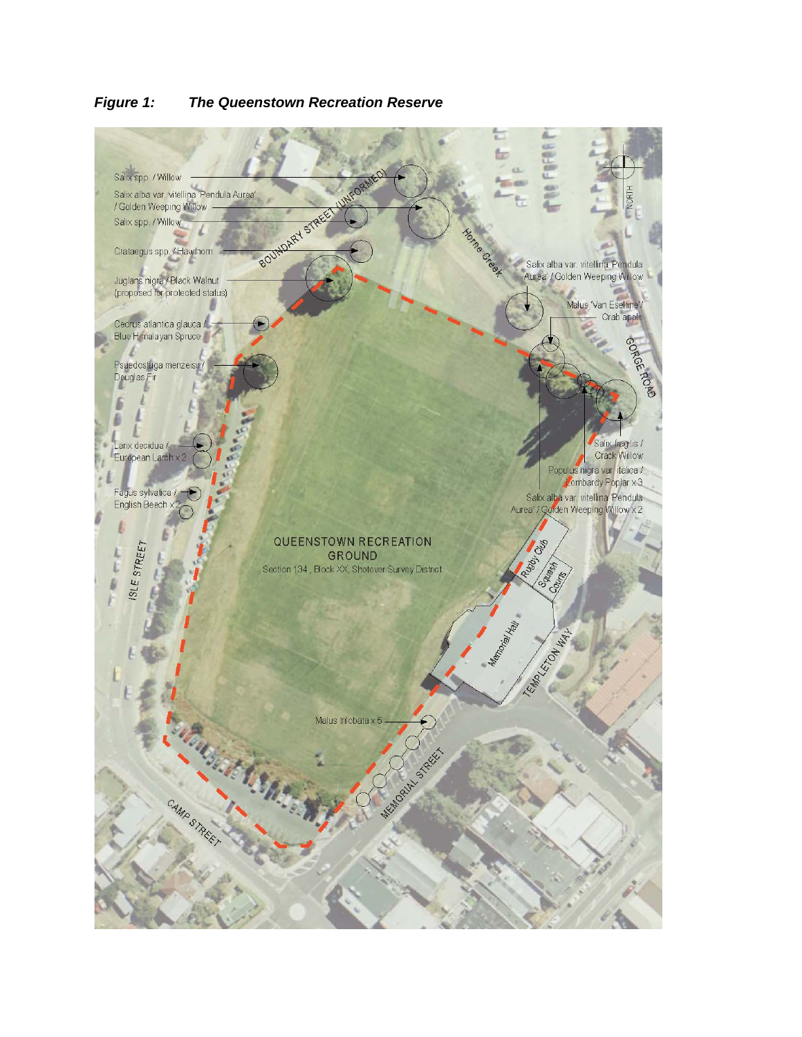***Figure 1: The Queenstown Recreation Reserve***

Salix spp. / Willow

Salix alba var. vitellina 'Pendula Aurea' / Golden Weeping Willow

Salix spp. / Willow

Crataegus spp. / Hawthorn

Juglans nigra / Black Walnut (proposed for protected status)

Cedrus atlantica glauca / Blue Himalayan Spruce

Psuedostuga menzeisii / Douglas Fir

Larix decidua / European Larch x2

Fagus sylvatica / English Beech x2

BOUNDARY STREET (UNFORMED)

Horne Creek

NORTH

Salix alba var. vitellina 'Pendula Aurea' / Golden Weeping Willow

Malus 'Van Eseltine' / Crab apple

GORGE ROAD

Salix fragilis / Crack Willow

Populus nigra var. italica / Lombardy Poplar x3

Salix alba var. vitellina 'Pendula Aurea' / Golden Weeping Willow x2

QUEENSTOWN RECREATION GROUND

Section 134, Block XX, Shotover Survey District

ISLE STREET

Rugby Club

Squash Courts

Memorial Hall

TEMPLETON WAY

Malus trilobata x 5

MEMORIAL STREET

CAMP STREET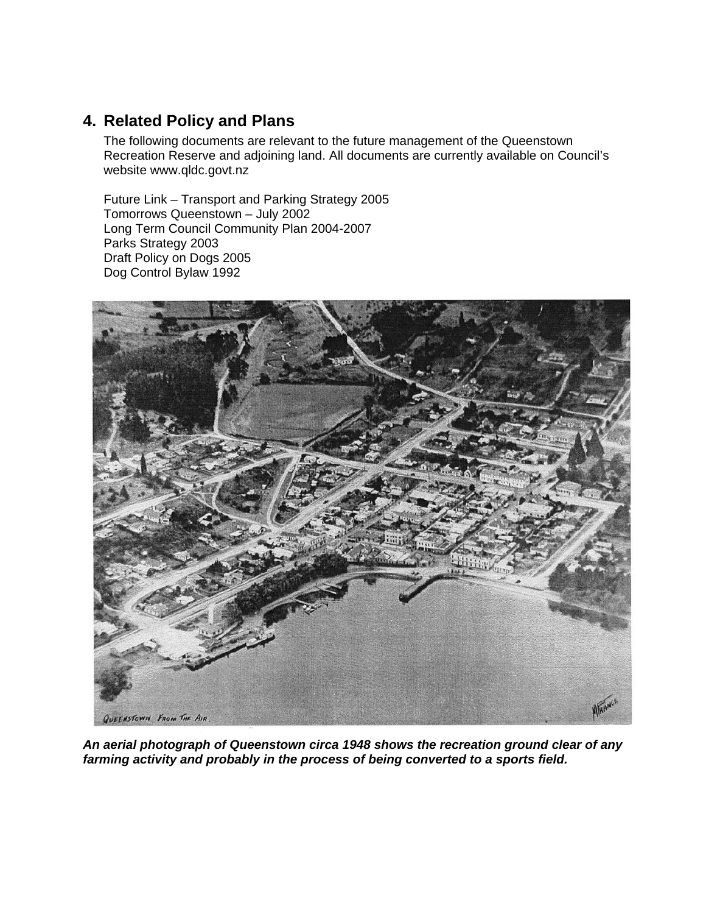## 4. Related Policy and Plans

The following documents are relevant to the future management of the Queenstown Recreation Reserve and adjoining land. All documents are currently available on Council's website www.qldc.govt.nz

Future Link – Transport and Parking Strategy 2005
Tomorrows Queenstown – July 2002
Long Term Council Community Plan 2004-2007
Parks Strategy 2003
Draft Policy on Dogs 2005
Dog Control Bylaw 1992

***An aerial photograph of Queenstown circa 1948 shows the recreation ground clear of any farming activity and probably in the process of being converted to a sports field.***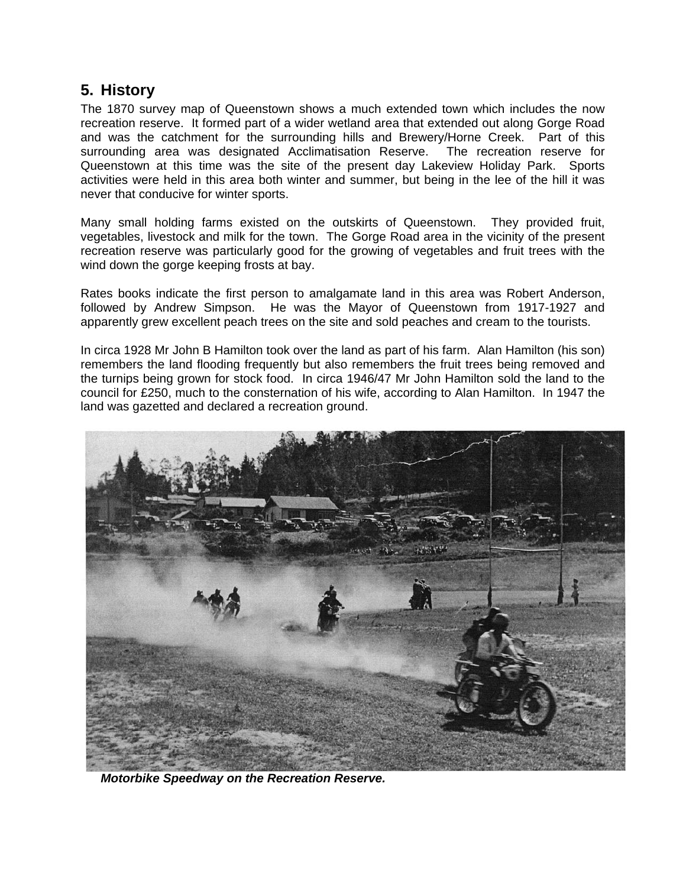## 5. History

The 1870 survey map of Queenstown shows a much extended town which includes the now recreation reserve. It formed part of a wider wetland area that extended out along Gorge Road and was the catchment for the surrounding hills and Brewery/Horne Creek. Part of this surrounding area was designated Acclimatisation Reserve. The recreation reserve for Queenstown at this time was the site of the present day Lakeview Holiday Park. Sports activities were held in this area both winter and summer, but being in the lee of the hill it was never that conducive for winter sports.

Many small holding farms existed on the outskirts of Queenstown. They provided fruit, vegetables, livestock and milk for the town. The Gorge Road area in the vicinity of the present recreation reserve was particularly good for the growing of vegetables and fruit trees with the wind down the gorge keeping frosts at bay.

Rates books indicate the first person to amalgamate land in this area was Robert Anderson, followed by Andrew Simpson. He was the Mayor of Queenstown from 1917-1927 and apparently grew excellent peach trees on the site and sold peaches and cream to the tourists.

In circa 1928 Mr John B Hamilton took over the land as part of his farm. Alan Hamilton (his son) remembers the land flooding frequently but also remembers the fruit trees being removed and the turnips being grown for stock food. In circa 1946/47 Mr John Hamilton sold the land to the council for £250, much to the consternation of his wife, according to Alan Hamilton. In 1947 the land was gazetted and declared a recreation ground.

***Motorbike Speedway on the Recreation Reserve.***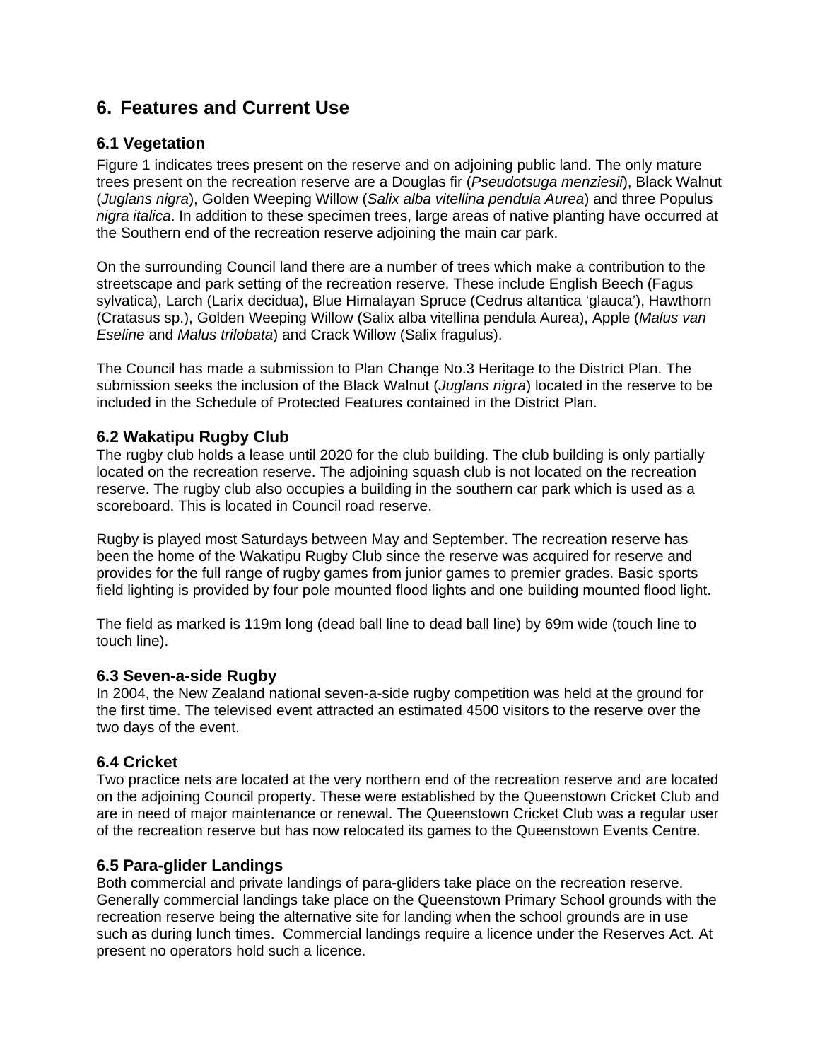# 6. Features and Current Use

## 6.1 Vegetation

Figure 1 indicates trees present on the reserve and on adjoining public land. The only mature trees present on the recreation reserve are a Douglas fir (*Pseudotsuga menziesii*), Black Walnut (*Juglans nigra*), Golden Weeping Willow (*Salix alba vitellina pendula Aurea*) and three Populus *nigra italica*. In addition to these specimen trees, large areas of native planting have occurred at the Southern end of the recreation reserve adjoining the main car park.

On the surrounding Council land there are a number of trees which make a contribution to the streetscape and park setting of the recreation reserve. These include English Beech (Fagus sylvatica), Larch (Larix decidua), Blue Himalayan Spruce (Cedrus altantica 'glauca'), Hawthorn (Cratasus sp.), Golden Weeping Willow (Salix alba vitellina pendula Aurea), Apple (*Malus van Eseline* and *Malus trilobata*) and Crack Willow (Salix fragulus).

The Council has made a submission to Plan Change No.3 Heritage to the District Plan. The submission seeks the inclusion of the Black Walnut (*Juglans nigra*) located in the reserve to be included in the Schedule of Protected Features contained in the District Plan.

## 6.2 Wakatipu Rugby Club

The rugby club holds a lease until 2020 for the club building. The club building is only partially located on the recreation reserve. The adjoining squash club is not located on the recreation reserve. The rugby club also occupies a building in the southern car park which is used as a scoreboard. This is located in Council road reserve.

Rugby is played most Saturdays between May and September. The recreation reserve has been the home of the Wakatipu Rugby Club since the reserve was acquired for reserve and provides for the full range of rugby games from junior games to premier grades. Basic sports field lighting is provided by four pole mounted flood lights and one building mounted flood light.

The field as marked is 119m long (dead ball line to dead ball line) by 69m wide (touch line to touch line).

## 6.3 Seven-a-side Rugby

In 2004, the New Zealand national seven-a-side rugby competition was held at the ground for the first time. The televised event attracted an estimated 4500 visitors to the reserve over the two days of the event.

## 6.4 Cricket

Two practice nets are located at the very northern end of the recreation reserve and are located on the adjoining Council property. These were established by the Queenstown Cricket Club and are in need of major maintenance or renewal. The Queenstown Cricket Club was a regular user of the recreation reserve but has now relocated its games to the Queenstown Events Centre.

## 6.5 Para-glider Landings

Both commercial and private landings of para-gliders take place on the recreation reserve. Generally commercial landings take place on the Queenstown Primary School grounds with the recreation reserve being the alternative site for landing when the school grounds are in use such as during lunch times. Commercial landings require a licence under the Reserves Act. At present no operators hold such a licence.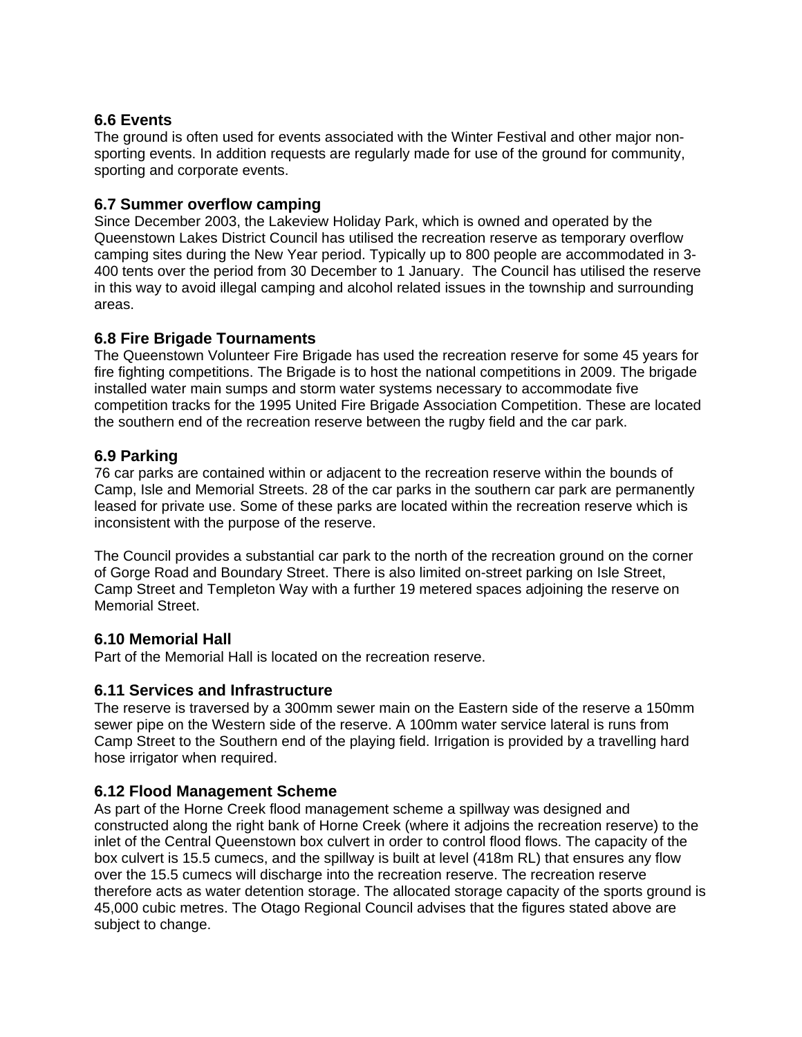### 6.6 Events

The ground is often used for events associated with the Winter Festival and other major non-sporting events. In addition requests are regularly made for use of the ground for community, sporting and corporate events.

### 6.7 Summer overflow camping

Since December 2003, the Lakeview Holiday Park, which is owned and operated by the Queenstown Lakes District Council has utilised the recreation reserve as temporary overflow camping sites during the New Year period. Typically up to 800 people are accommodated in 3-400 tents over the period from 30 December to 1 January. The Council has utilised the reserve in this way to avoid illegal camping and alcohol related issues in the township and surrounding areas.

### 6.8 Fire Brigade Tournaments

The Queenstown Volunteer Fire Brigade has used the recreation reserve for some 45 years for fire fighting competitions. The Brigade is to host the national competitions in 2009. The brigade installed water main sumps and storm water systems necessary to accommodate five competition tracks for the 1995 United Fire Brigade Association Competition. These are located the southern end of the recreation reserve between the rugby field and the car park.

### 6.9 Parking

76 car parks are contained within or adjacent to the recreation reserve within the bounds of Camp, Isle and Memorial Streets. 28 of the car parks in the southern car park are permanently leased for private use. Some of these parks are located within the recreation reserve which is inconsistent with the purpose of the reserve.

The Council provides a substantial car park to the north of the recreation ground on the corner of Gorge Road and Boundary Street. There is also limited on-street parking on Isle Street, Camp Street and Templeton Way with a further 19 metered spaces adjoining the reserve on Memorial Street.

### 6.10 Memorial Hall

Part of the Memorial Hall is located on the recreation reserve.

### 6.11 Services and Infrastructure

The reserve is traversed by a 300mm sewer main on the Eastern side of the reserve a 150mm sewer pipe on the Western side of the reserve. A 100mm water service lateral is runs from Camp Street to the Southern end of the playing field. Irrigation is provided by a travelling hard hose irrigator when required.

### 6.12 Flood Management Scheme

As part of the Horne Creek flood management scheme a spillway was designed and constructed along the right bank of Horne Creek (where it adjoins the recreation reserve) to the inlet of the Central Queenstown box culvert in order to control flood flows. The capacity of the box culvert is 15.5 cumecs, and the spillway is built at level (418m RL) that ensures any flow over the 15.5 cumecs will discharge into the recreation reserve. The recreation reserve therefore acts as water detention storage. The allocated storage capacity of the sports ground is 45,000 cubic metres. The Otago Regional Council advises that the figures stated above are subject to change.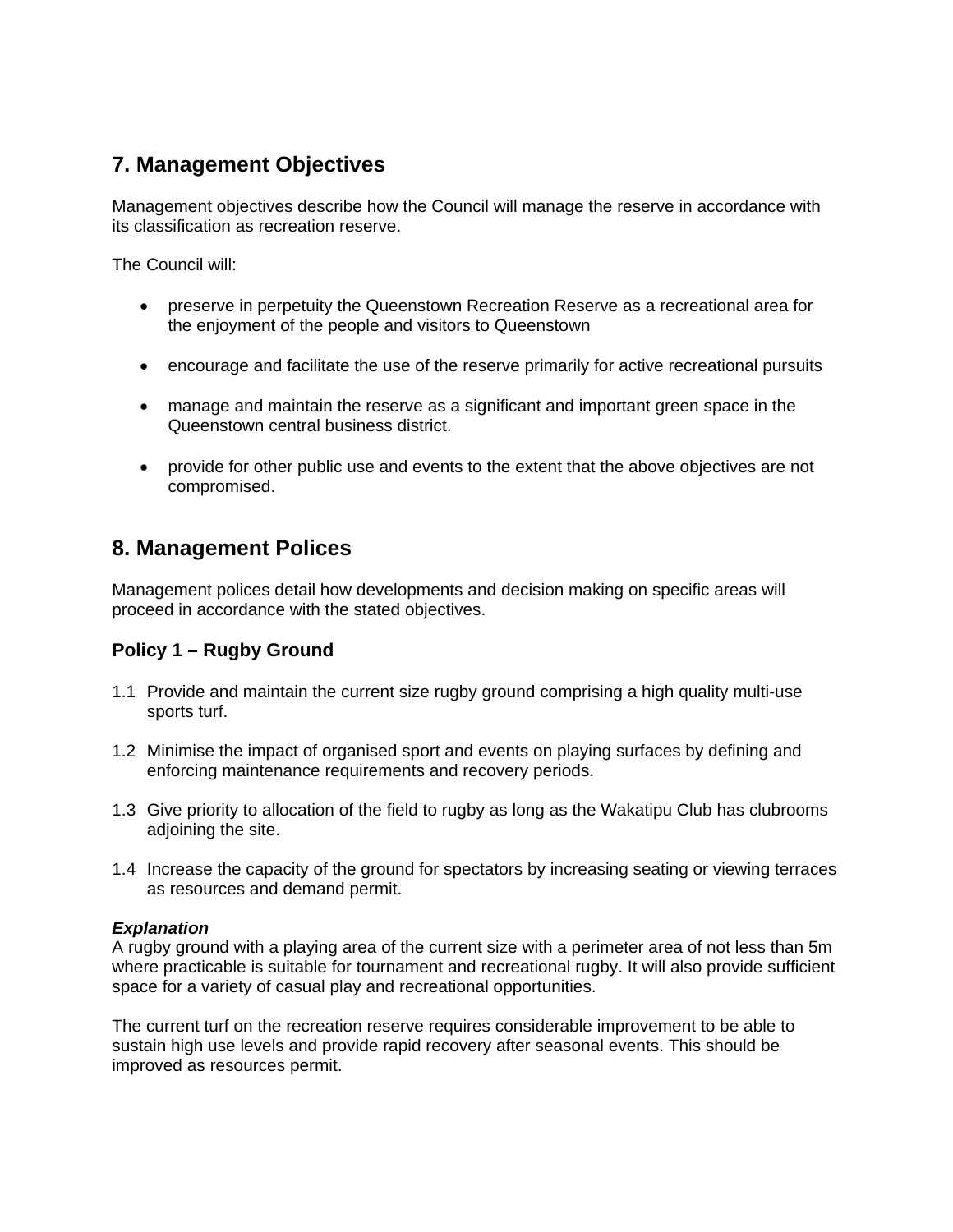## 7. Management Objectives

Management objectives describe how the Council will manage the reserve in accordance with its classification as recreation reserve.

The Council will:

- preserve in perpetuity the Queenstown Recreation Reserve as a recreational area for the enjoyment of the people and visitors to Queenstown
- encourage and facilitate the use of the reserve primarily for active recreational pursuits
- manage and maintain the reserve as a significant and important green space in the Queenstown central business district.
- provide for other public use and events to the extent that the above objectives are not compromised.

## 8. Management Polices

Management polices detail how developments and decision making on specific areas will proceed in accordance with the stated objectives.

### Policy 1 – Rugby Ground

1.1 Provide and maintain the current size rugby ground comprising a high quality multi-use sports turf.

1.2 Minimise the impact of organised sport and events on playing surfaces by defining and enforcing maintenance requirements and recovery periods.

1.3 Give priority to allocation of the field to rugby as long as the Wakatipu Club has clubrooms adjoining the site.

1.4 Increase the capacity of the ground for spectators by increasing seating or viewing terraces as resources and demand permit.

***Explanation***
A rugby ground with a playing area of the current size with a perimeter area of not less than 5m where practicable is suitable for tournament and recreational rugby. It will also provide sufficient space for a variety of casual play and recreational opportunities.

The current turf on the recreation reserve requires considerable improvement to be able to sustain high use levels and provide rapid recovery after seasonal events. This should be improved as resources permit.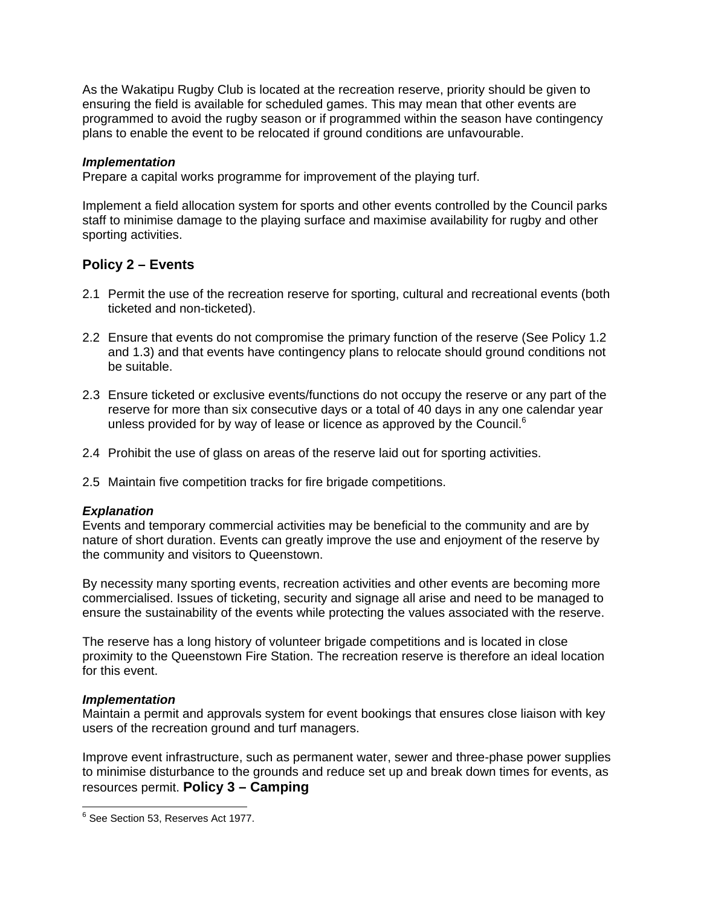As the Wakatipu Rugby Club is located at the recreation reserve, priority should be given to ensuring the field is available for scheduled games. This may mean that other events are programmed to avoid the rugby season or if programmed within the season have contingency plans to enable the event to be relocated if ground conditions are unfavourable.

***Implementation***
Prepare a capital works programme for improvement of the playing turf.

Implement a field allocation system for sports and other events controlled by the Council parks staff to minimise damage to the playing surface and maximise availability for rugby and other sporting activities.

## Policy 2 – Events

2.1 Permit the use of the recreation reserve for sporting, cultural and recreational events (both ticketed and non-ticketed).

2.2 Ensure that events do not compromise the primary function of the reserve (See Policy 1.2 and 1.3) and that events have contingency plans to relocate should ground conditions not be suitable.

2.3 Ensure ticketed or exclusive events/functions do not occupy the reserve or any part of the reserve for more than six consecutive days or a total of 40 days in any one calendar year unless provided for by way of lease or licence as approved by the Council.[6]

2.4 Prohibit the use of glass on areas of the reserve laid out for sporting activities.

2.5 Maintain five competition tracks for fire brigade competitions.

***Explanation***
Events and temporary commercial activities may be beneficial to the community and are by nature of short duration. Events can greatly improve the use and enjoyment of the reserve by the community and visitors to Queenstown.

By necessity many sporting events, recreation activities and other events are becoming more commercialised. Issues of ticketing, security and signage all arise and need to be managed to ensure the sustainability of the events while protecting the values associated with the reserve.

The reserve has a long history of volunteer brigade competitions and is located in close proximity to the Queenstown Fire Station. The recreation reserve is therefore an ideal location for this event.

***Implementation***
Maintain a permit and approvals system for event bookings that ensures close liaison with key users of the recreation ground and turf managers.

Improve event infrastructure, such as permanent water, sewer and three-phase power supplies to minimise disturbance to the grounds and reduce set up and break down times for events, as resources permit.

## Policy 3 – Camping

[6] See Section 53, Reserves Act 1977.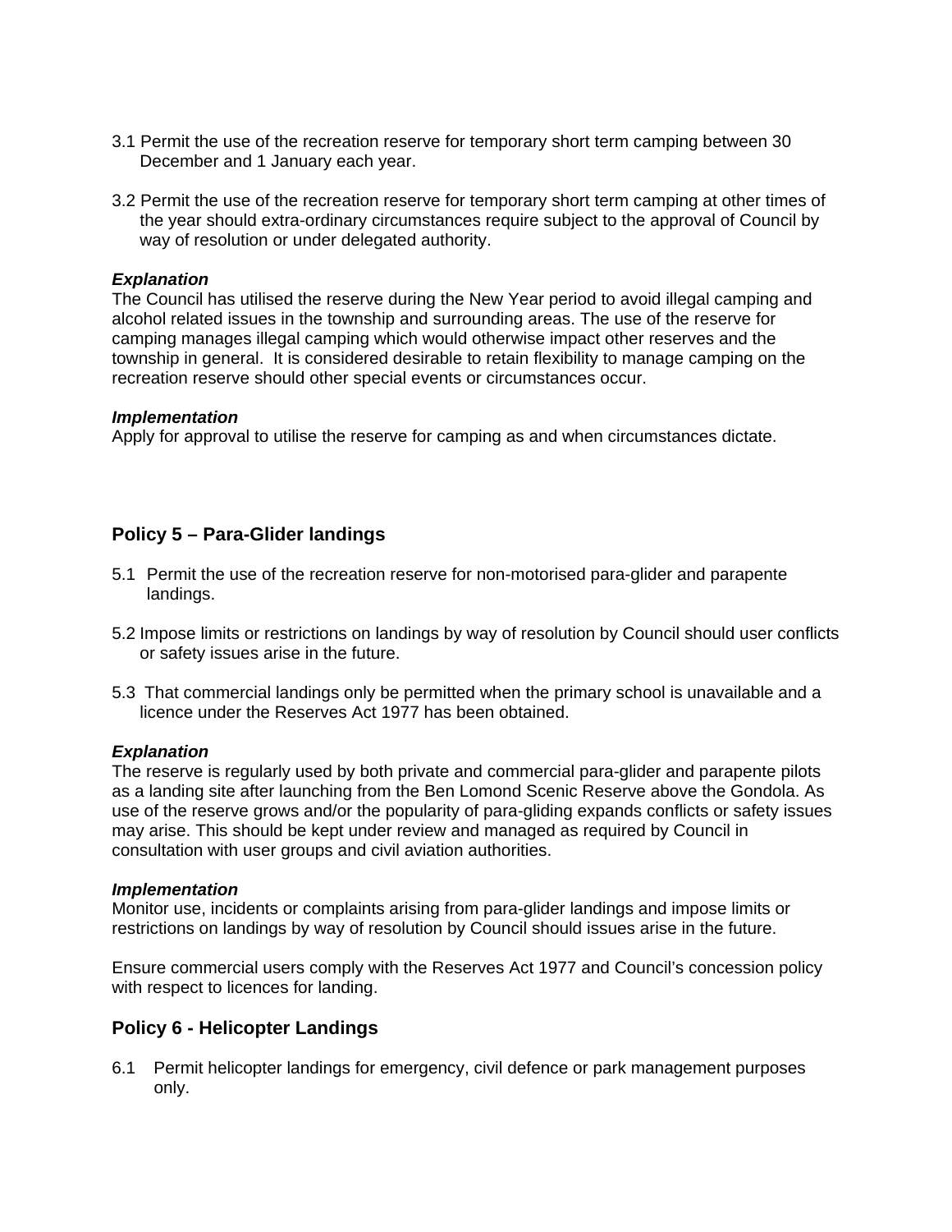3.1 Permit the use of the recreation reserve for temporary short term camping between 30 December and 1 January each year.

3.2 Permit the use of the recreation reserve for temporary short term camping at other times of the year should extra-ordinary circumstances require subject to the approval of Council by way of resolution or under delegated authority.

***Explanation***
The Council has utilised the reserve during the New Year period to avoid illegal camping and alcohol related issues in the township and surrounding areas. The use of the reserve for camping manages illegal camping which would otherwise impact other reserves and the township in general. It is considered desirable to retain flexibility to manage camping on the recreation reserve should other special events or circumstances occur.

***Implementation***
Apply for approval to utilise the reserve for camping as and when circumstances dictate.

## Policy 5 – Para-Glider landings

5.1 Permit the use of the recreation reserve for non-motorised para-glider and parapente landings.

5.2 Impose limits or restrictions on landings by way of resolution by Council should user conflicts or safety issues arise in the future.

5.3 That commercial landings only be permitted when the primary school is unavailable and a licence under the Reserves Act 1977 has been obtained.

***Explanation***
The reserve is regularly used by both private and commercial para-glider and parapente pilots as a landing site after launching from the Ben Lomond Scenic Reserve above the Gondola. As use of the reserve grows and/or the popularity of para-gliding expands conflicts or safety issues may arise. This should be kept under review and managed as required by Council in consultation with user groups and civil aviation authorities.

***Implementation***
Monitor use, incidents or complaints arising from para-glider landings and impose limits or restrictions on landings by way of resolution by Council should issues arise in the future.

Ensure commercial users comply with the Reserves Act 1977 and Council's concession policy with respect to licences for landing.

## Policy 6 - Helicopter Landings

6.1 Permit helicopter landings for emergency, civil defence or park management purposes only.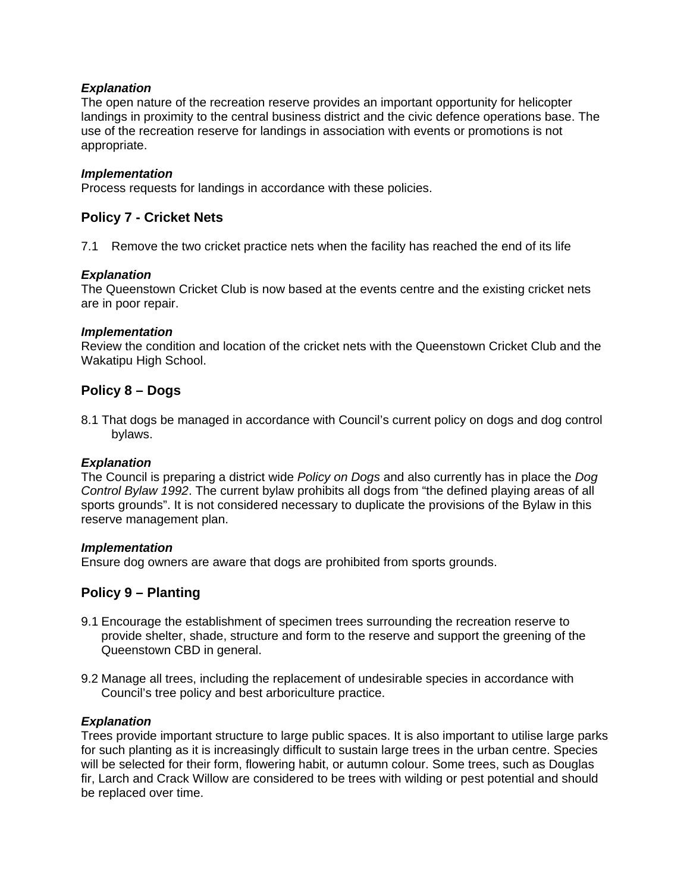***Explanation***
The open nature of the recreation reserve provides an important opportunity for helicopter landings in proximity to the central business district and the civic defence operations base. The use of the recreation reserve for landings in association with events or promotions is not appropriate.

***Implementation***
Process requests for landings in accordance with these policies.

## Policy 7 - Cricket Nets

7.1 Remove the two cricket practice nets when the facility has reached the end of its life

***Explanation***
The Queenstown Cricket Club is now based at the events centre and the existing cricket nets are in poor repair.

***Implementation***
Review the condition and location of the cricket nets with the Queenstown Cricket Club and the Wakatipu High School.

## Policy 8 – Dogs

8.1 That dogs be managed in accordance with Council's current policy on dogs and dog control bylaws.

***Explanation***
The Council is preparing a district wide *Policy on Dogs* and also currently has in place the *Dog Control Bylaw 1992*. The current bylaw prohibits all dogs from "the defined playing areas of all sports grounds". It is not considered necessary to duplicate the provisions of the Bylaw in this reserve management plan.

***Implementation***
Ensure dog owners are aware that dogs are prohibited from sports grounds.

## Policy 9 – Planting

9.1 Encourage the establishment of specimen trees surrounding the recreation reserve to provide shelter, shade, structure and form to the reserve and support the greening of the Queenstown CBD in general.

9.2 Manage all trees, including the replacement of undesirable species in accordance with Council's tree policy and best arboriculture practice.

***Explanation***
Trees provide important structure to large public spaces. It is also important to utilise large parks for such planting as it is increasingly difficult to sustain large trees in the urban centre. Species will be selected for their form, flowering habit, or autumn colour. Some trees, such as Douglas fir, Larch and Crack Willow are considered to be trees with wilding or pest potential and should be replaced over time.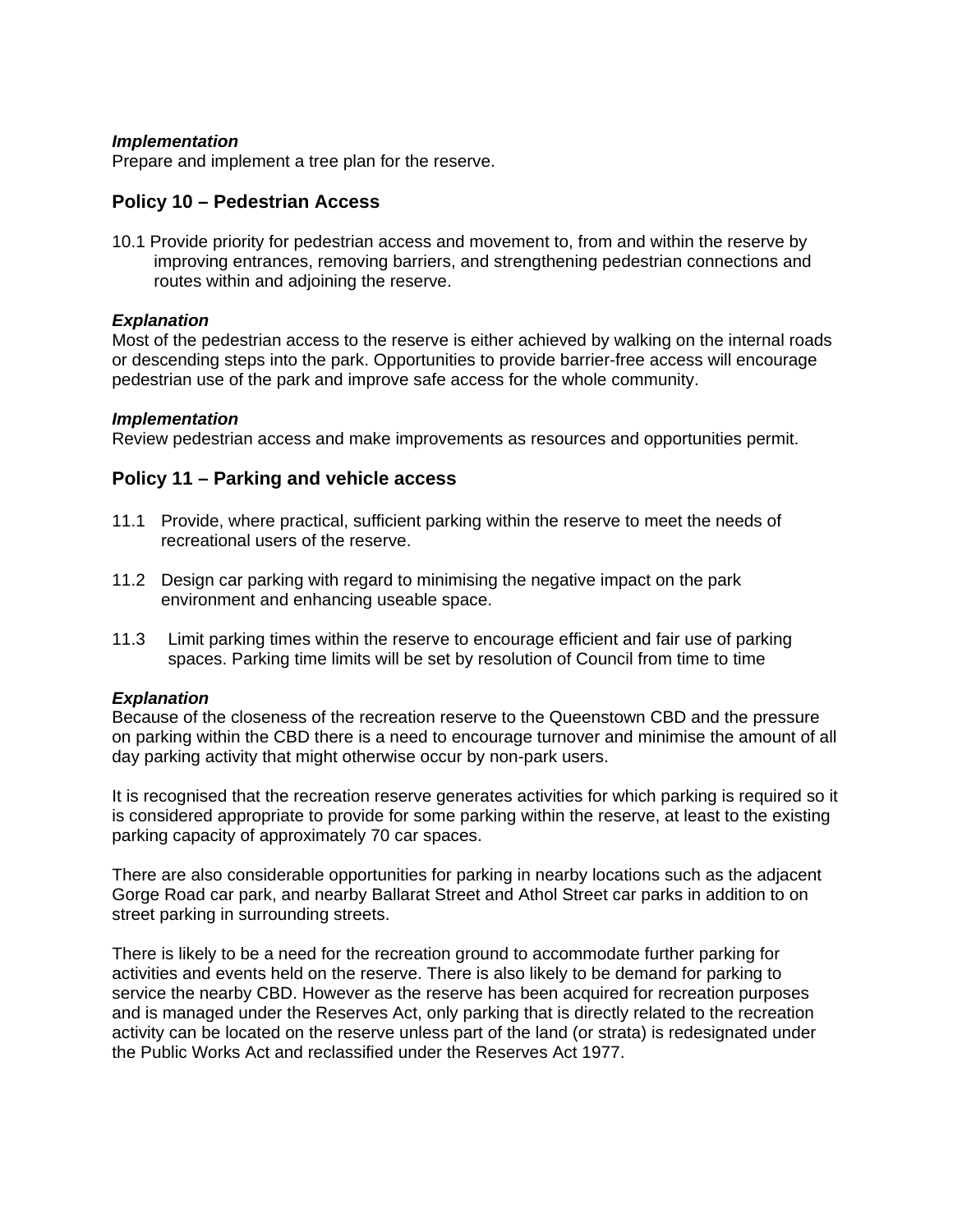***Implementation***
Prepare and implement a tree plan for the reserve.

## Policy 10 – Pedestrian Access

10.1 Provide priority for pedestrian access and movement to, from and within the reserve by improving entrances, removing barriers, and strengthening pedestrian connections and routes within and adjoining the reserve.

***Explanation***
Most of the pedestrian access to the reserve is either achieved by walking on the internal roads or descending steps into the park. Opportunities to provide barrier-free access will encourage pedestrian use of the park and improve safe access for the whole community.

***Implementation***
Review pedestrian access and make improvements as resources and opportunities permit.

## Policy 11 – Parking and vehicle access

11.1 Provide, where practical, sufficient parking within the reserve to meet the needs of recreational users of the reserve.

11.2 Design car parking with regard to minimising the negative impact on the park environment and enhancing useable space.

11.3 Limit parking times within the reserve to encourage efficient and fair use of parking spaces. Parking time limits will be set by resolution of Council from time to time

***Explanation***
Because of the closeness of the recreation reserve to the Queenstown CBD and the pressure on parking within the CBD there is a need to encourage turnover and minimise the amount of all day parking activity that might otherwise occur by non-park users.

It is recognised that the recreation reserve generates activities for which parking is required so it is considered appropriate to provide for some parking within the reserve, at least to the existing parking capacity of approximately 70 car spaces.

There are also considerable opportunities for parking in nearby locations such as the adjacent Gorge Road car park, and nearby Ballarat Street and Athol Street car parks in addition to on street parking in surrounding streets.

There is likely to be a need for the recreation ground to accommodate further parking for activities and events held on the reserve. There is also likely to be demand for parking to service the nearby CBD. However as the reserve has been acquired for recreation purposes and is managed under the Reserves Act, only parking that is directly related to the recreation activity can be located on the reserve unless part of the land (or strata) is redesignated under the Public Works Act and reclassified under the Reserves Act 1977.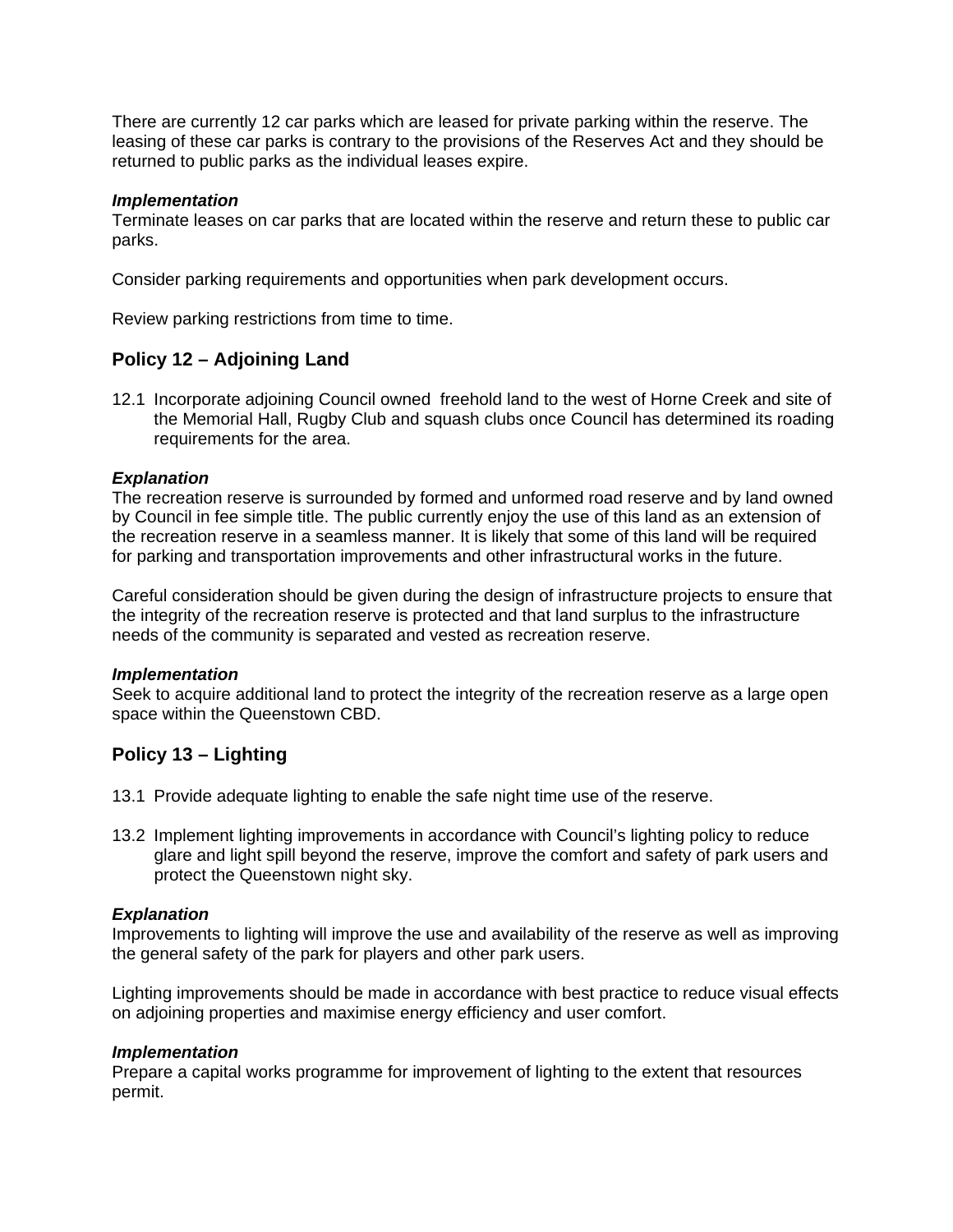There are currently 12 car parks which are leased for private parking within the reserve. The leasing of these car parks is contrary to the provisions of the Reserves Act and they should be returned to public parks as the individual leases expire.

***Implementation***
Terminate leases on car parks that are located within the reserve and return these to public car parks.

Consider parking requirements and opportunities when park development occurs.

Review parking restrictions from time to time.

## Policy 12 – Adjoining Land

12.1 Incorporate adjoining Council owned freehold land to the west of Horne Creek and site of the Memorial Hall, Rugby Club and squash clubs once Council has determined its roading requirements for the area.

***Explanation***
The recreation reserve is surrounded by formed and unformed road reserve and by land owned by Council in fee simple title. The public currently enjoy the use of this land as an extension of the recreation reserve in a seamless manner. It is likely that some of this land will be required for parking and transportation improvements and other infrastructural works in the future.

Careful consideration should be given during the design of infrastructure projects to ensure that the integrity of the recreation reserve is protected and that land surplus to the infrastructure needs of the community is separated and vested as recreation reserve.

***Implementation***
Seek to acquire additional land to protect the integrity of the recreation reserve as a large open space within the Queenstown CBD.

## Policy 13 – Lighting

13.1 Provide adequate lighting to enable the safe night time use of the reserve.

13.2 Implement lighting improvements in accordance with Council's lighting policy to reduce glare and light spill beyond the reserve, improve the comfort and safety of park users and protect the Queenstown night sky.

***Explanation***
Improvements to lighting will improve the use and availability of the reserve as well as improving the general safety of the park for players and other park users.

Lighting improvements should be made in accordance with best practice to reduce visual effects on adjoining properties and maximise energy efficiency and user comfort.

***Implementation***
Prepare a capital works programme for improvement of lighting to the extent that resources permit.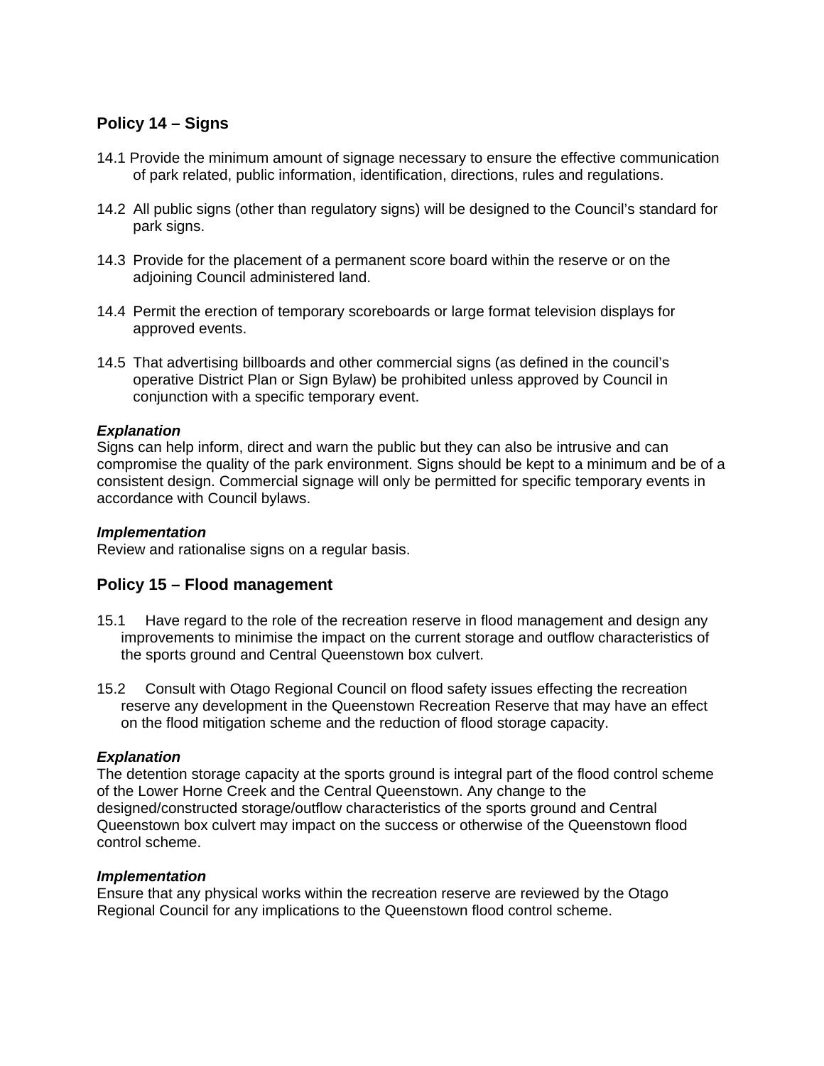## Policy 14 – Signs

14.1 Provide the minimum amount of signage necessary to ensure the effective communication of park related, public information, identification, directions, rules and regulations.

14.2 All public signs (other than regulatory signs) will be designed to the Council's standard for park signs.

14.3 Provide for the placement of a permanent score board within the reserve or on the adjoining Council administered land.

14.4 Permit the erection of temporary scoreboards or large format television displays for approved events.

14.5 That advertising billboards and other commercial signs (as defined in the council's operative District Plan or Sign Bylaw) be prohibited unless approved by Council in conjunction with a specific temporary event.

***Explanation***
Signs can help inform, direct and warn the public but they can also be intrusive and can compromise the quality of the park environment. Signs should be kept to a minimum and be of a consistent design. Commercial signage will only be permitted for specific temporary events in accordance with Council bylaws.

***Implementation***
Review and rationalise signs on a regular basis.

## Policy 15 – Flood management

15.1 Have regard to the role of the recreation reserve in flood management and design any improvements to minimise the impact on the current storage and outflow characteristics of the sports ground and Central Queenstown box culvert.

15.2 Consult with Otago Regional Council on flood safety issues effecting the recreation reserve any development in the Queenstown Recreation Reserve that may have an effect on the flood mitigation scheme and the reduction of flood storage capacity.

***Explanation***
The detention storage capacity at the sports ground is integral part of the flood control scheme of the Lower Horne Creek and the Central Queenstown. Any change to the designed/constructed storage/outflow characteristics of the sports ground and Central Queenstown box culvert may impact on the success or otherwise of the Queenstown flood control scheme.

***Implementation***
Ensure that any physical works within the recreation reserve are reviewed by the Otago Regional Council for any implications to the Queenstown flood control scheme.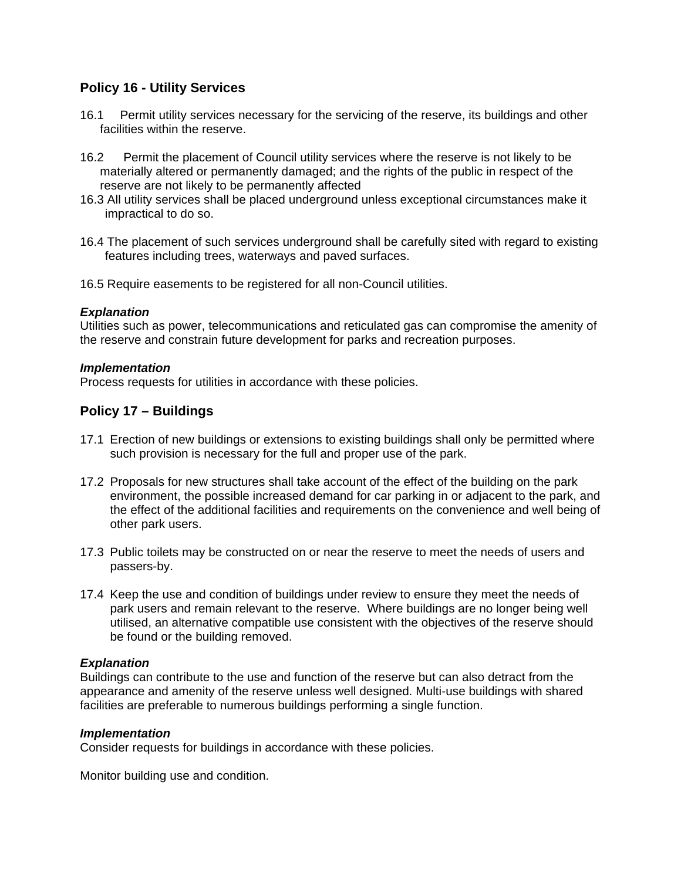## Policy 16 - Utility Services

16.1 Permit utility services necessary for the servicing of the reserve, its buildings and other facilities within the reserve.

16.2 Permit the placement of Council utility services where the reserve is not likely to be materially altered or permanently damaged; and the rights of the public in respect of the reserve are not likely to be permanently affected

16.3 All utility services shall be placed underground unless exceptional circumstances make it impractical to do so.

16.4 The placement of such services underground shall be carefully sited with regard to existing features including trees, waterways and paved surfaces.

16.5 Require easements to be registered for all non-Council utilities.

***Explanation***

Utilities such as power, telecommunications and reticulated gas can compromise the amenity of the reserve and constrain future development for parks and recreation purposes.

***Implementation***

Process requests for utilities in accordance with these policies.

## Policy 17 – Buildings

17.1 Erection of new buildings or extensions to existing buildings shall only be permitted where such provision is necessary for the full and proper use of the park.

17.2 Proposals for new structures shall take account of the effect of the building on the park environment, the possible increased demand for car parking in or adjacent to the park, and the effect of the additional facilities and requirements on the convenience and well being of other park users.

17.3 Public toilets may be constructed on or near the reserve to meet the needs of users and passers-by.

17.4 Keep the use and condition of buildings under review to ensure they meet the needs of park users and remain relevant to the reserve. Where buildings are no longer being well utilised, an alternative compatible use consistent with the objectives of the reserve should be found or the building removed.

***Explanation***

Buildings can contribute to the use and function of the reserve but can also detract from the appearance and amenity of the reserve unless well designed. Multi-use buildings with shared facilities are preferable to numerous buildings performing a single function.

***Implementation***

Consider requests for buildings in accordance with these policies.

Monitor building use and condition.